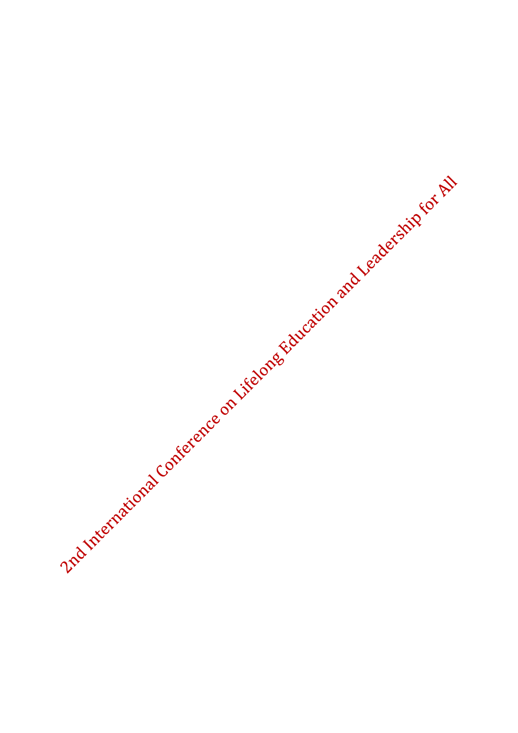2nd International Conference on Lifelong Education and Leadership for All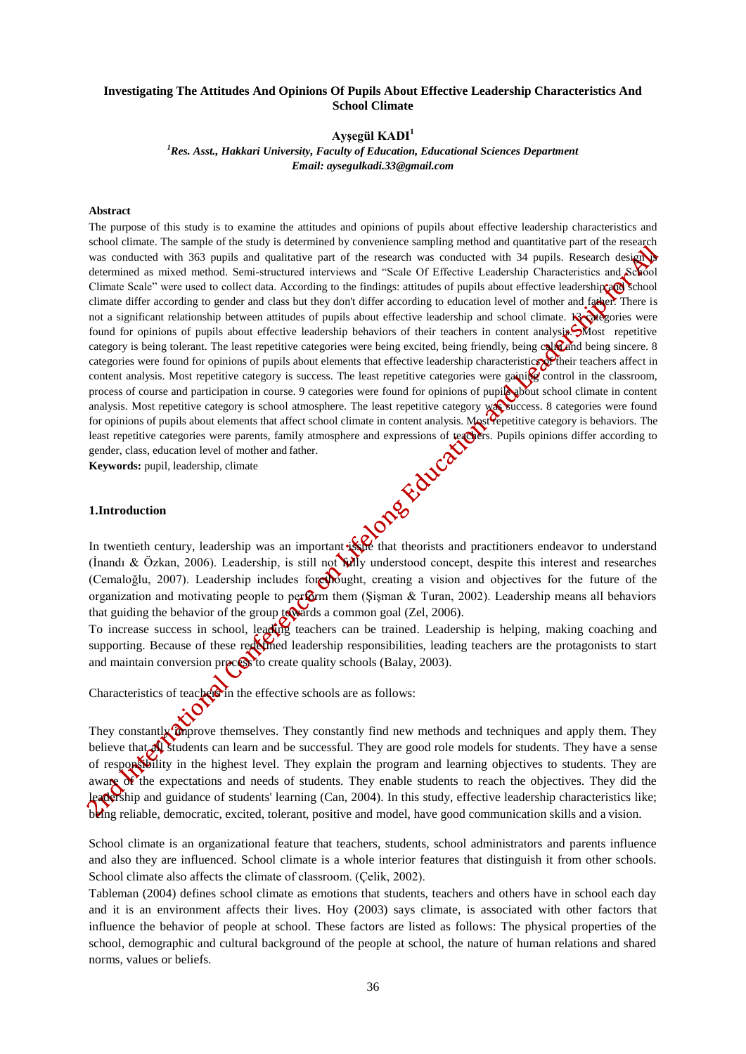**Investigating The Attitudes And Opinions Of Pupils About Effective Leadership Characteristics And School Climate**

**Ayşegül KADI[1]**

*[1]Res. Asst., Hakkari University, Faculty of Education, Educational Sciences Department*
*Email: aysegulkadi.33@gmail.com*

**Abstract**

The purpose of this study is to examine the attitudes and opinions of pupils about effective leadership characteristics and school climate. The sample of the study is determined by convenience sampling method and quantitative part of the research was conducted with 363 pupils and qualitative part of the research was conducted with 34 pupils. Research design is determined as mixed method. Semi-structured interviews and "Scale Of Effective Leadership Characteristics and School Climate Scale" were used to collect data. According to the findings: attitudes of pupils about effective leadership and school climate differ according to gender and class but they don't differ according to education level of mother and father. There is not a significant relationship between attitudes of pupils about effective leadership and school climate. 13 categories were found for opinions of pupils about effective leadership behaviors of their teachers in content analysis. Most repetitive category is being tolerant. The least repetitive categories were being excited, being friendly, being calm and being sincere. 8 categories were found for opinions of pupils about elements that effective leadership characteristics of their teachers affect in content analysis. Most repetitive category is success. The least repetitive categories were gaining control in the classroom, process of course and participation in course. 9 categories were found for opinions of pupils about school climate in content analysis. Most repetitive category is school atmosphere. The least repetitive category was success. 8 categories were found for opinions of pupils about elements that affect school climate in content analysis. Most repetitive category is behaviors. The least repetitive categories were parents, family atmosphere and expressions of teachers. Pupils opinions differ according to gender, class, education level of mother and father.

**Keywords:** pupil, leadership, climate

## 1.Introduction

In twentieth century, leadership was an important issue that theorists and practitioners endeavor to understand (İnandı & Özkan, 2006). Leadership, is still not fully understood concept, despite this interest and researches (Cemaloğlu, 2007). Leadership includes forethought, creating a vision and objectives for the future of the organization and motivating people to perform them (Şişman & Turan, 2002). Leadership means all behaviors that guiding the behavior of the group towards a common goal (Zel, 2006).

To increase success in school, leading teachers can be trained. Leadership is helping, making coaching and supporting. Because of these redefined leadership responsibilities, leading teachers are the protagonists to start and maintain conversion process to create quality schools (Balay, 2003).

Characteristics of teachers in the effective schools are as follows:

They constantly improve themselves. They constantly find new methods and techniques and apply them. They believe that all students can learn and be successful. They are good role models for students. They have a sense of responsibility in the highest level. They explain the program and learning objectives to students. They are aware of the expectations and needs of students. They enable students to reach the objectives. They did the leadership and guidance of students' learning (Can, 2004). In this study, effective leadership characteristics like; being reliable, democratic, excited, tolerant, positive and model, have good communication skills and a vision.

School climate is an organizational feature that teachers, students, school administrators and parents influence and also they are influenced. School climate is a whole interior features that distinguish it from other schools. School climate also affects the climate of classroom. (Çelik, 2002).

Tableman (2004) defines school climate as emotions that students, teachers and others have in school each day and it is an environment affects their lives. Hoy (2003) says climate, is associated with other factors that influence the behavior of people at school. These factors are listed as follows: The physical properties of the school, demographic and cultural background of the people at school, the nature of human relations and shared norms, values or beliefs.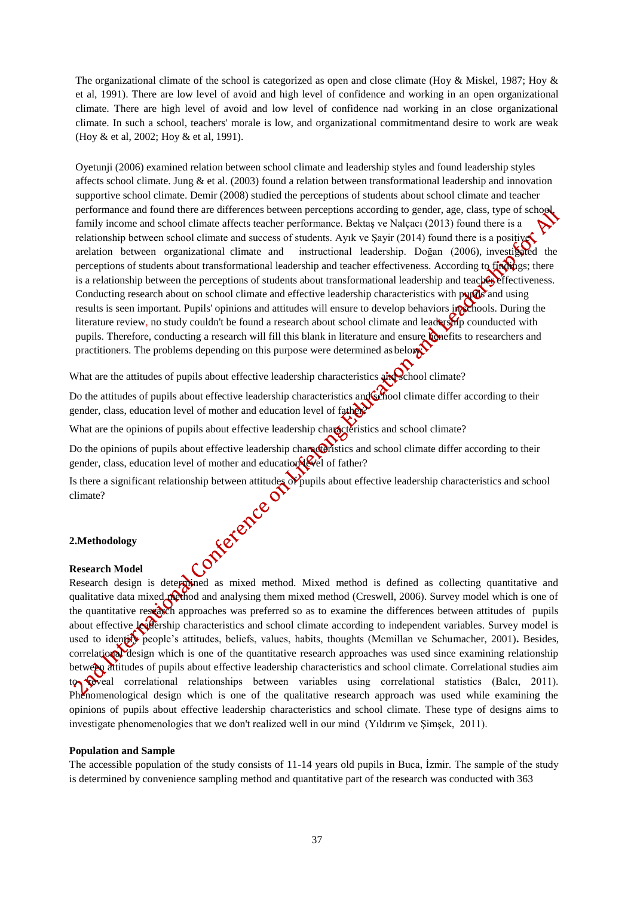The organizational climate of the school is categorized as open and close climate (Hoy & Miskel, 1987; Hoy & et al, 1991). There are low level of avoid and high level of confidence and working in an open organizational climate. There are high level of avoid and low level of confidence nad working in an close organizational climate. In such a school, teachers' morale is low, and organizational commitmentand desire to work are weak (Hoy & et al, 2002; Hoy & et al, 1991).

Oyetunji (2006) examined relation between school climate and leadership styles and found leadership styles affects school climate. Jung & et al. (2003) found a relation between transformational leadership and innovation supportive school climate. Demir (2008) studied the perceptions of students about school climate and teacher performance and found there are differences between perceptions according to gender, age, class, type of school, family income and school climate affects teacher performance. Bektaş ve Nalçacı (2013) found there is a relationship between school climate and success of students. Ayık ve Şayir (2014) found there is a positive arelation between organizational climate and instructional leadership. Doğan (2006), investigated the perceptions of students about transformational leadership and teacher effectiveness. According to findings; there is a relationship between the perceptions of students about transformational leadership and teaches effectiveness. Conducting research about on school climate and effective leadership characteristics with pupils and using results is seen important. Pupils' opinions and attitudes will ensure to develop behaviors in schools. During the literature review, no study couldn't be found a research about school climate and leadership counducted with pupils. Therefore, conducting a research will fill this blank in literature and ensure benefits to researchers and practitioners. The problems depending on this purpose were determined as below:

What are the attitudes of pupils about effective leadership characteristics and school climate?

Do the attitudes of pupils about effective leadership characteristics and school climate differ according to their gender, class, education level of mother and education level of father?

What are the opinions of pupils about effective leadership characteristics and school climate?

Do the opinions of pupils about effective leadership characteristics and school climate differ according to their gender, class, education level of mother and education level of father?

Is there a significant relationship between attitudes of pupils about effective leadership characteristics and school climate?

## 2.Methodology

### Research Model

Research design is determined as mixed method. Mixed method is defined as collecting quantitative and qualitative data mixed method and analysing them mixed method (Creswell, 2006). Survey model which is one of the quantitative research approaches was preferred so as to examine the differences between attitudes of pupils about effective leadership characteristics and school climate according to independent variables. Survey model is used to identify people's attitudes, beliefs, values, habits, thoughts (Mcmillan ve Schumacher, 2001). Besides, correlational design which is one of the quantitative research approaches was used since examining relationship between attitudes of pupils about effective leadership characteristics and school climate. Correlational studies aim to reveal correlational relationships between variables using correlational statistics (Balcı, 2011). Phenomenological design which is one of the qualitative research approach was used while examining the opinions of pupils about effective leadership characteristics and school climate. These type of designs aims to investigate phenomenologies that we don't realized well in our mind (Yıldırım ve Şimşek, 2011).

### Population and Sample

The accessible population of the study consists of 11-14 years old pupils in Buca, İzmir. The sample of the study is determined by convenience sampling method and quantitative part of the research was conducted with 363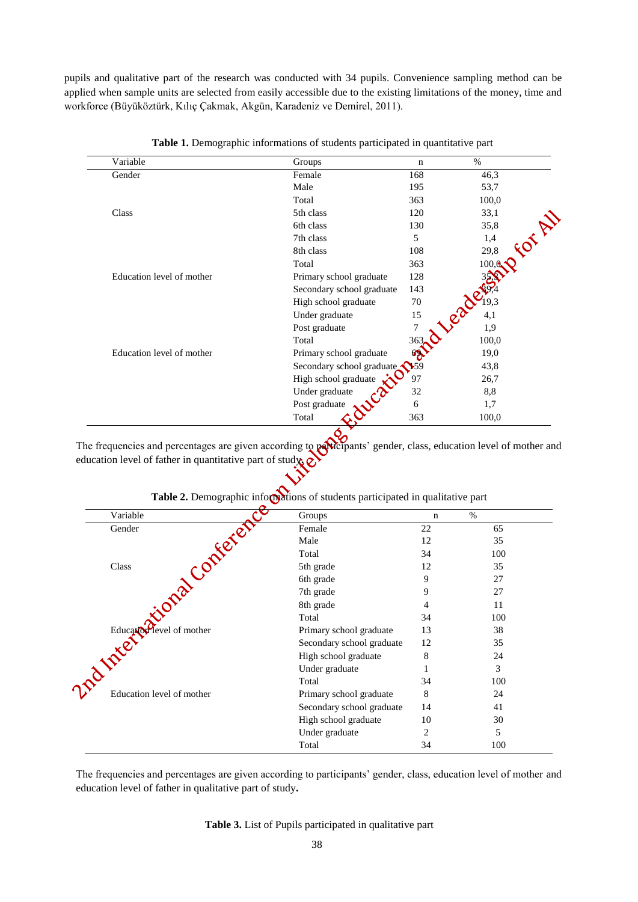pupils and qualitative part of the research was conducted with 34 pupils. Convenience sampling method can be applied when sample units are selected from easily accessible due to the existing limitations of the money, time and workforce (Büyüköztürk, Kılıç Çakmak, Akgün, Karadeniz ve Demirel, 2011).

**Table 1.** Demographic informations of students participated in quantitative part

| Variable | Groups | n | % |
|---|---|---|---|
| Gender | Female | 168 | 46,3 |
| | Male | 195 | 53,7 |
| | Total | 363 | 100,0 |
| Class | 5th class | 120 | 33,1 |
| | 6th class | 130 | 35,8 |
| | 7th class | 5 | 1,4 |
| | 8th class | 108 | 29,8 |
| | Total | 363 | 100,0 |
| Education level of mother | Primary school graduate | 128 | 35,3 |
| | Secondary school graduate | 143 | 39,4 |
| | High school graduate | 70 | 19,3 |
| | Under graduate | 15 | 4,1 |
| | Post graduate | 7 | 1,9 |
| | Total | 363 | 100,0 |
| Education level of mother | Primary school graduate | 69 | 19,0 |
| | Secondary school graduate | 159 | 43,8 |
| | High school graduate | 97 | 26,7 |
| | Under graduate | 32 | 8,8 |
| | Post graduate | 6 | 1,7 |
| | Total | 363 | 100,0 |

The frequencies and percentages are given according to participants' gender, class, education level of mother and education level of father in quantitative part of study.

**Table 2.** Demographic informations of students participated in qualitative part

| Variable | Groups | n | % |
|---|---|---|---|
| Gender | Female | 22 | 65 |
| | Male | 12 | 35 |
| | Total | 34 | 100 |
| Class | 5th grade | 12 | 35 |
| | 6th grade | 9 | 27 |
| | 7th grade | 9 | 27 |
| | 8th grade | 4 | 11 |
| | Total | 34 | 100 |
| Education level of mother | Primary school graduate | 13 | 38 |
| | Secondary school graduate | 12 | 35 |
| | High school graduate | 8 | 24 |
| | Under graduate | 1 | 3 |
| | Total | 34 | 100 |
| Education level of mother | Primary school graduate | 8 | 24 |
| | Secondary school graduate | 14 | 41 |
| | High school graduate | 10 | 30 |
| | Under graduate | 2 | 5 |
| | Total | 34 | 100 |

The frequencies and percentages are given according to participants' gender, class, education level of mother and education level of father in qualitative part of study.

**Table 3.** List of Pupils participated in qualitative part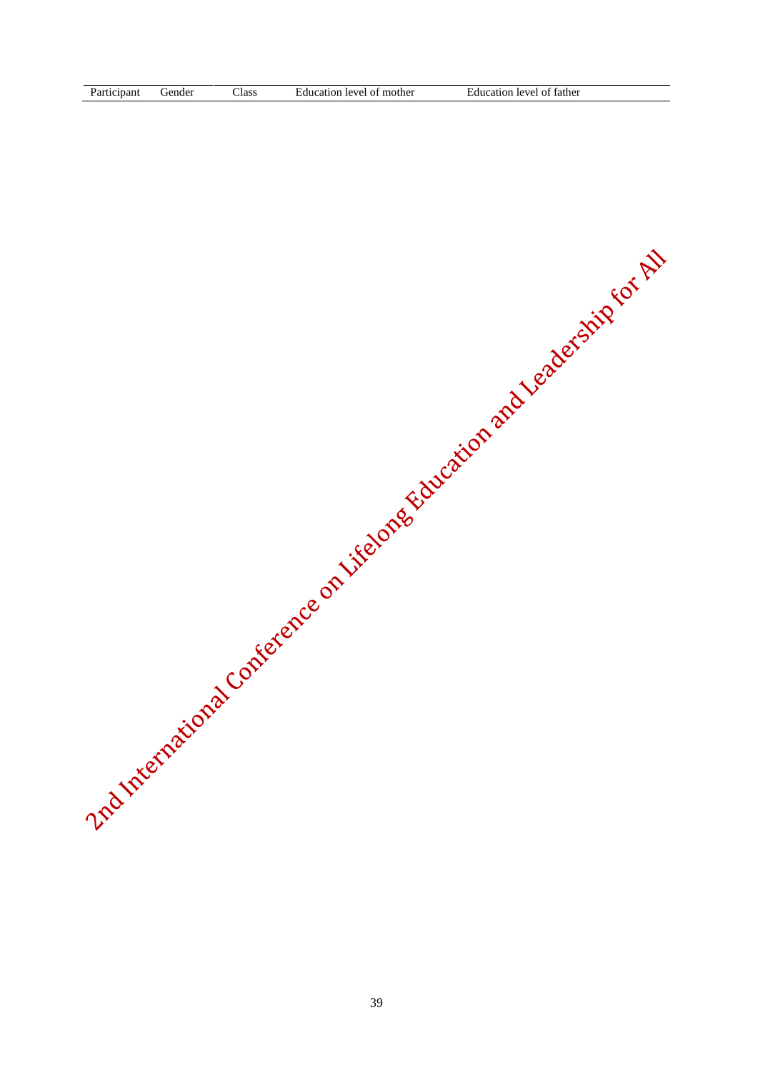| Participant | Gender | Class | Education level of mother | Education level of father |
| --- | --- | --- | --- | --- |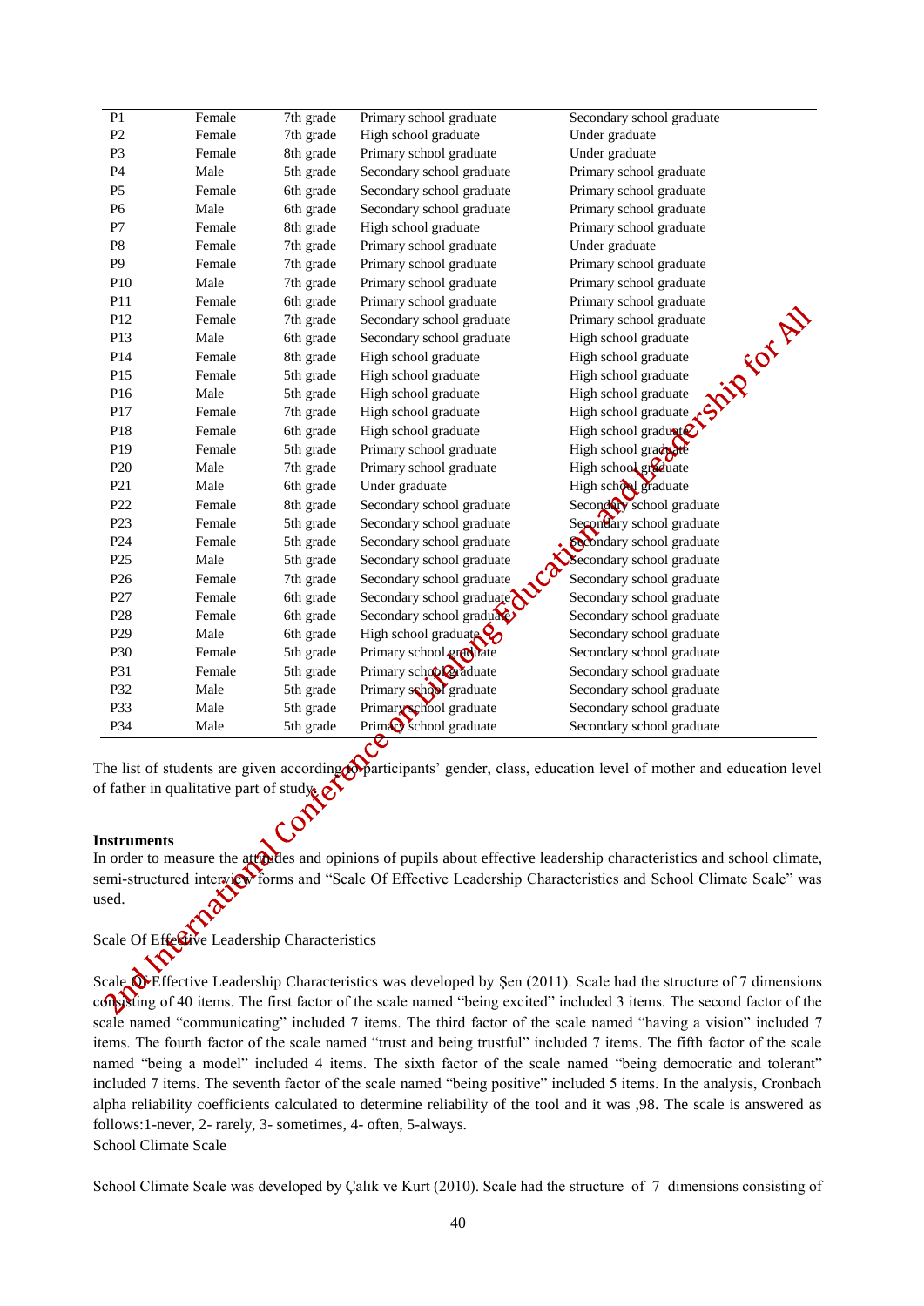| | | | | |
|---|---|---|---|---|
| P1 | Female | 7th grade | Primary school graduate | Secondary school graduate |
| P2 | Female | 7th grade | High school graduate | Under graduate |
| P3 | Female | 8th grade | Primary school graduate | Under graduate |
| P4 | Male | 5th grade | Secondary school graduate | Primary school graduate |
| P5 | Female | 6th grade | Secondary school graduate | Primary school graduate |
| P6 | Male | 6th grade | Secondary school graduate | Primary school graduate |
| P7 | Female | 8th grade | High school graduate | Primary school graduate |
| P8 | Female | 7th grade | Primary school graduate | Under graduate |
| P9 | Female | 7th grade | Primary school graduate | Primary school graduate |
| P10 | Male | 7th grade | Primary school graduate | Primary school graduate |
| P11 | Female | 6th grade | Primary school graduate | Primary school graduate |
| P12 | Female | 7th grade | Secondary school graduate | Primary school graduate |
| P13 | Male | 6th grade | Secondary school graduate | High school graduate |
| P14 | Female | 8th grade | High school graduate | High school graduate |
| P15 | Female | 5th grade | High school graduate | High school graduate |
| P16 | Male | 5th grade | High school graduate | High school graduate |
| P17 | Female | 7th grade | High school graduate | High school graduate |
| P18 | Female | 6th grade | High school graduate | High school graduate |
| P19 | Female | 5th grade | Primary school graduate | High school graduate |
| P20 | Male | 7th grade | Primary school graduate | High school graduate |
| P21 | Male | 6th grade | Under graduate | High school graduate |
| P22 | Female | 8th grade | Secondary school graduate | Secondary school graduate |
| P23 | Female | 5th grade | Secondary school graduate | Secondary school graduate |
| P24 | Female | 5th grade | Secondary school graduate | Secondary school graduate |
| P25 | Male | 5th grade | Secondary school graduate | Secondary school graduate |
| P26 | Female | 7th grade | Secondary school graduate | Secondary school graduate |
| P27 | Female | 6th grade | Secondary school graduate | Secondary school graduate |
| P28 | Female | 6th grade | Secondary school graduate | Secondary school graduate |
| P29 | Male | 6th grade | High school graduate | Secondary school graduate |
| P30 | Female | 5th grade | Primary school graduate | Secondary school graduate |
| P31 | Female | 5th grade | Primary school graduate | Secondary school graduate |
| P32 | Male | 5th grade | Primary school graduate | Secondary school graduate |
| P33 | Male | 5th grade | Primary school graduate | Secondary school graduate |
| P34 | Male | 5th grade | Primary school graduate | Secondary school graduate |

The list of students are given according to participants' gender, class, education level of mother and education level of father in qualitative part of study.

### Instruments

In order to measure the attitudes and opinions of pupils about effective leadership characteristics and school climate, semi-structured interview forms and "Scale Of Effective Leadership Characteristics and School Climate Scale" was used.

Scale Of Effective Leadership Characteristics

Scale Of Effective Leadership Characteristics was developed by Şen (2011). Scale had the structure of 7 dimensions consisting of 40 items. The first factor of the scale named "being excited" included 3 items. The second factor of the scale named "communicating" included 7 items. The third factor of the scale named "having a vision" included 7 items. The fourth factor of the scale named "trust and being trustful" included 7 items. The fifth factor of the scale named "being a model" included 4 items. The sixth factor of the scale named "being democratic and tolerant" included 7 items. The seventh factor of the scale named "being positive" included 5 items. In the analysis, Cronbach alpha reliability coefficients calculated to determine reliability of the tool and it was ,98. The scale is answered as follows:1-never, 2- rarely, 3- sometimes, 4- often, 5-always.

School Climate Scale

School Climate Scale was developed by Çalık ve Kurt (2010). Scale had the structure of 7 dimensions consisting of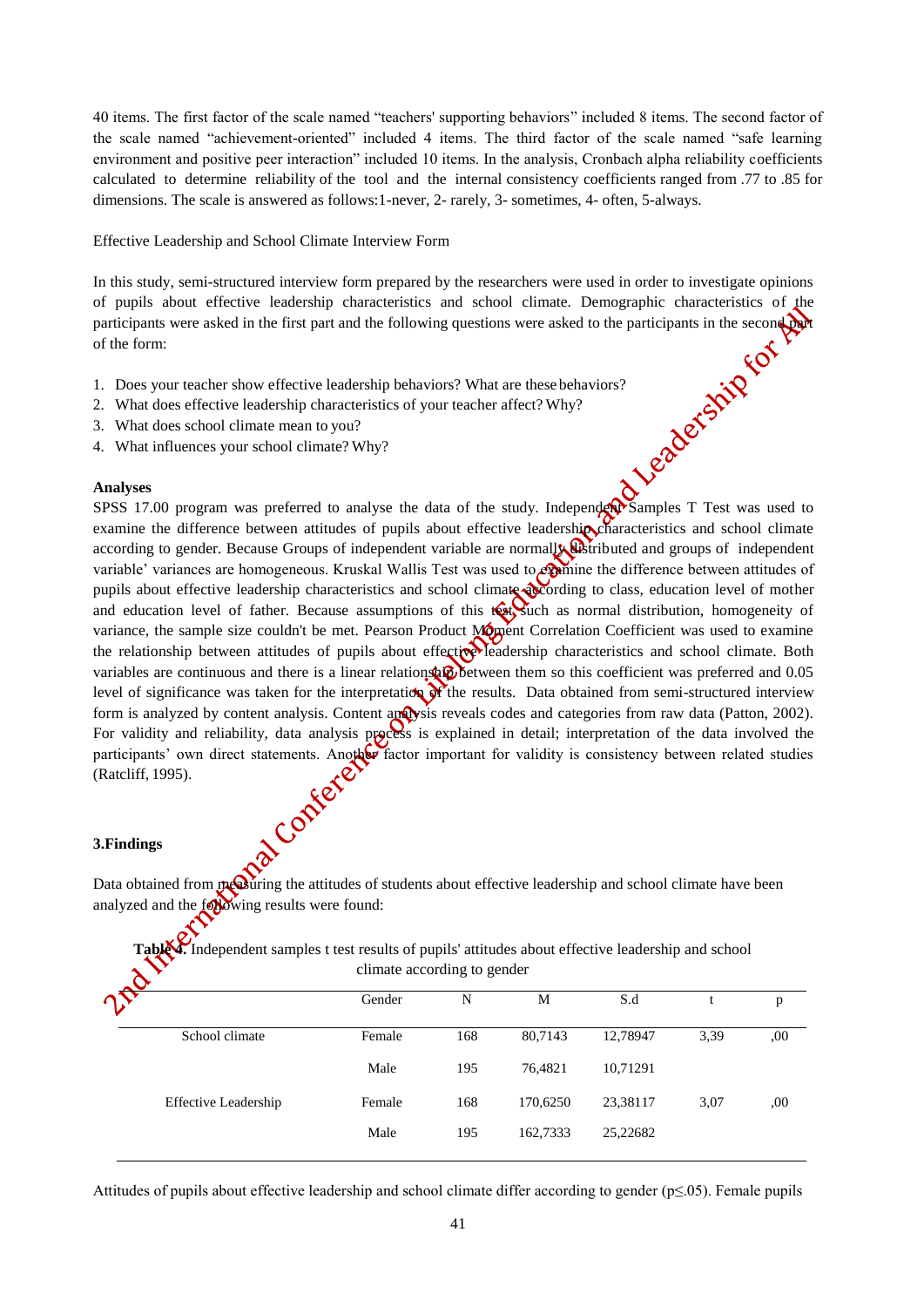40 items. The first factor of the scale named "teachers' supporting behaviors" included 8 items. The second factor of the scale named "achievement-oriented" included 4 items. The third factor of the scale named "safe learning environment and positive peer interaction" included 10 items. In the analysis, Cronbach alpha reliability coefficients calculated to determine reliability of the tool and the internal consistency coefficients ranged from .77 to .85 for dimensions. The scale is answered as follows:1-never, 2- rarely, 3- sometimes, 4- often, 5-always.

Effective Leadership and School Climate Interview Form

In this study, semi-structured interview form prepared by the researchers were used in order to investigate opinions of pupils about effective leadership characteristics and school climate. Demographic characteristics of the participants were asked in the first part and the following questions were asked to the participants in the second part of the form:

1. Does your teacher show effective leadership behaviors? What are these behaviors?
2. What does effective leadership characteristics of your teacher affect? Why?
3. What does school climate mean to you?
4. What influences your school climate? Why?

**Analyses**

SPSS 17.00 program was preferred to analyse the data of the study. Independent Samples T Test was used to examine the difference between attitudes of pupils about effective leadership characteristics and school climate according to gender. Because Groups of independent variable are normally distributed and groups of independent variable' variances are homogeneous. Kruskal Wallis Test was used to examine the difference between attitudes of pupils about effective leadership characteristics and school climate according to class, education level of mother and education level of father. Because assumptions of this test, such as normal distribution, homogeneity of variance, the sample size couldn't be met. Pearson Product Moment Correlation Coefficient was used to examine the relationship between attitudes of pupils about effective leadership characteristics and school climate. Both variables are continuous and there is a linear relationship between them so this coefficient was preferred and 0.05 level of significance was taken for the interpretation of the results. Data obtained from semi-structured interview form is analyzed by content analysis. Content analysis reveals codes and categories from raw data (Patton, 2002). For validity and reliability, data analysis process is explained in detail; interpretation of the data involved the participants' own direct statements. Another factor important for validity is consistency between related studies (Ratcliff, 1995).

## 3.Findings

Data obtained from measuring the attitudes of students about effective leadership and school climate have been analyzed and the following results were found:

**Table 4.** Independent samples t test results of pupils' attitudes about effective leadership and school climate according to gender

| | Gender | N | M | S.d | t | p |
|---|---|---|---|---|---|---|
| School climate | Female | 168 | 80,7143 | 12,78947 | 3,39 | ,00 |
| | Male | 195 | 76,4821 | 10,71291 | | |
| Effective Leadership | Female | 168 | 170,6250 | 23,38117 | 3,07 | ,00 |
| | Male | 195 | 162,7333 | 25,22682 | | |

Attitudes of pupils about effective leadership and school climate differ according to gender ($p \leq .05$). Female pupils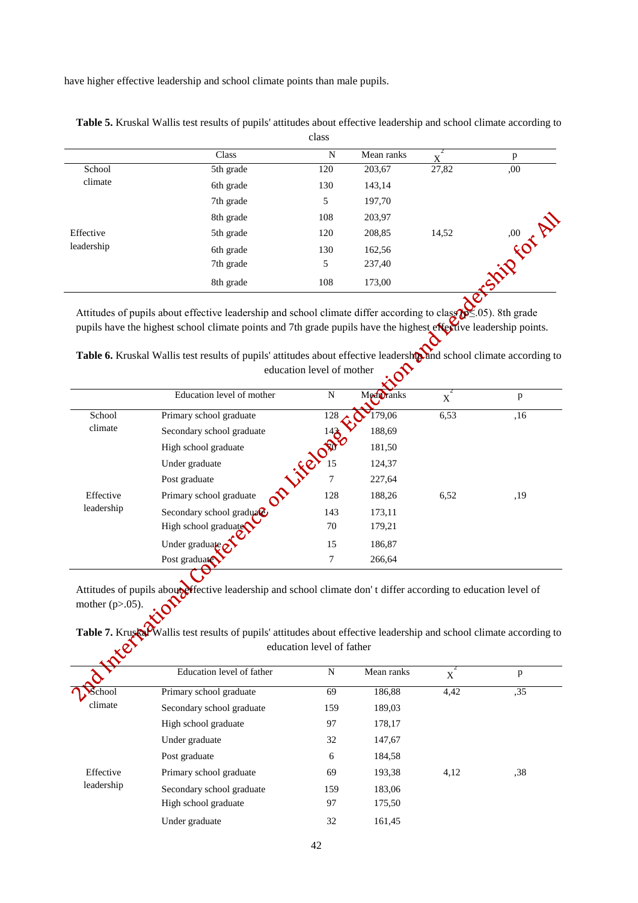have higher effective leadership and school climate points than male pupils.

**Table 5.** Kruskal Wallis test results of pupils' attitudes about effective leadership and school climate according to class

| | Class | N | Mean ranks | $X^2$ | p |
|---|---|---|---|---|---|
| School climate | 5th grade | 120 | 203,67 | 27,82 | ,00 |
| | 6th grade | 130 | 143,14 | | |
| | 7th grade | 5 | 197,70 | | |
| | 8th grade | 108 | 203,97 | | |
| Effective leadership | 5th grade | 120 | 208,85 | 14,52 | ,00 |
| | 6th grade | 130 | 162,56 | | |
| | 7th grade | 5 | 237,40 | | |
| | 8th grade | 108 | 173,00 | | |

Attitudes of pupils about effective leadership and school climate differ according to class ($p \leq .05$). 8th grade pupils have the highest school climate points and 7th grade pupils have the highest effective leadership points.

**Table 6.** Kruskal Wallis test results of pupils' attitudes about effective leadership and school climate according to education level of mother

| | Education level of mother | N | Mean ranks | $X^2$ | p |
|---|---|---|---|---|---|
| School climate | Primary school graduate | 128 | 179,06 | 6,53 | ,16 |
| | Secondary school graduate | 143 | 188,69 | | |
| | High school graduate | 70 | 181,50 | | |
| | Under graduate | 15 | 124,37 | | |
| | Post graduate | 7 | 227,64 | | |
| Effective leadership | Primary school graduate | 128 | 188,26 | 6,52 | ,19 |
| | Secondary school graduate | 143 | 173,11 | | |
| | High school graduate | 70 | 179,21 | | |
| | Under graduate | 15 | 186,87 | | |
| | Post graduate | 7 | 266,64 | | |

Attitudes of pupils about effective leadership and school climate don' t differ according to education level of mother ($p > .05$).

**Table 7.** Kruskal Wallis test results of pupils' attitudes about effective leadership and school climate according to education level of father

| | Education level of father | N | Mean ranks | $X^2$ | p |
|---|---|---|---|---|---|
| School climate | Primary school graduate | 69 | 186,88 | 4,42 | ,35 |
| | Secondary school graduate | 159 | 189,03 | | |
| | High school graduate | 97 | 178,17 | | |
| | Under graduate | 32 | 147,67 | | |
| | Post graduate | 6 | 184,58 | | |
| Effective leadership | Primary school graduate | 69 | 193,38 | 4,12 | ,38 |
| | Secondary school graduate | 159 | 183,06 | | |
| | High school graduate | 97 | 175,50 | | |
| | Under graduate | 32 | 161,45 | | |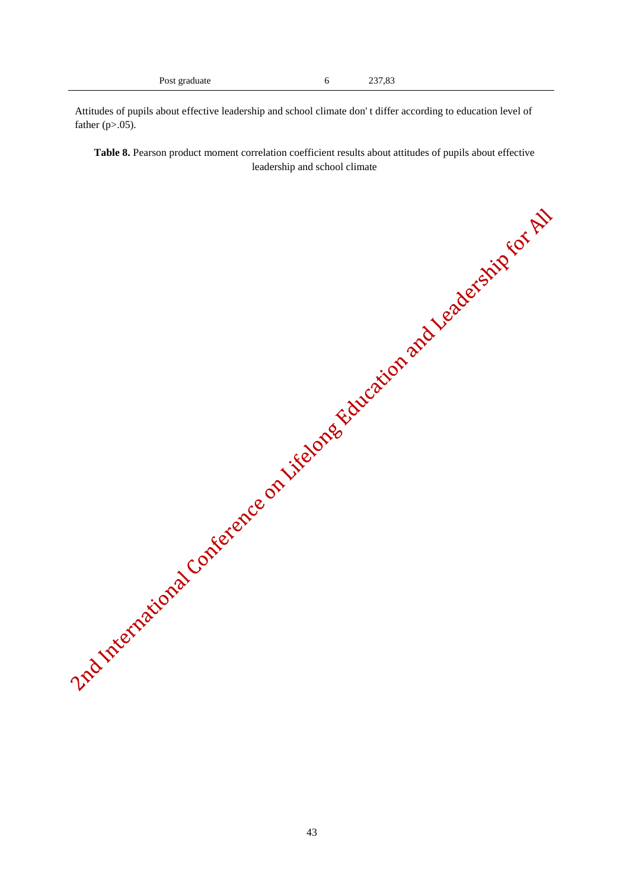| Post graduate | 6 | 237,83 |
| --- | --- | --- |

Attitudes of pupils about effective leadership and school climate don' t differ according to education level of father ($p>.05$).

**Table 8.** Pearson product moment correlation coefficient results about attitudes of pupils about effective leadership and school climate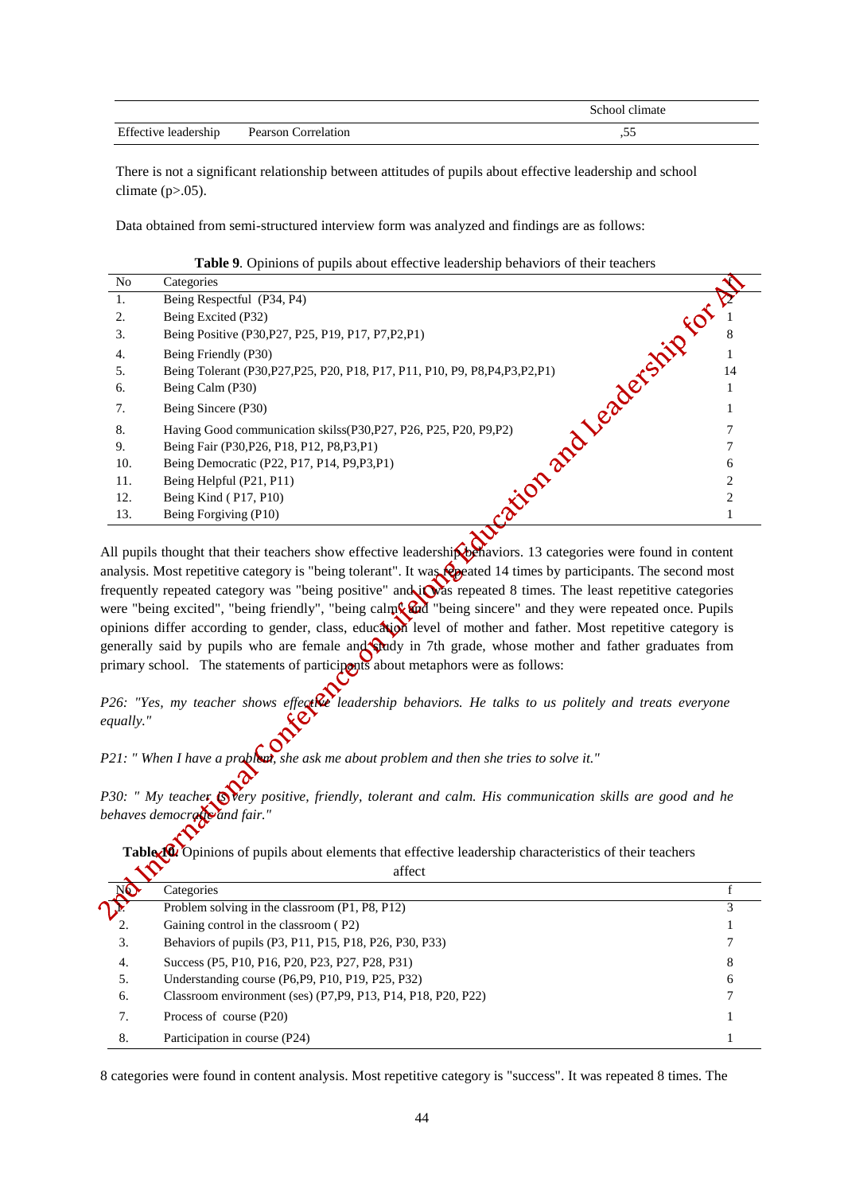|  |  | School climate |
| --- | --- | --- |
| Effective leadership | Pearson Correlation | ,55 |

There is not a significant relationship between attitudes of pupils about effective leadership and school climate (p>.05).

Data obtained from semi-structured interview form was analyzed and findings are as follows:

**Table 9**. Opinions of pupils about effective leadership behaviors of their teachers

| No | Categories | f |
| --- | --- | --- |
| 1. | Being Respectful (P34, P4) | 2 |
| 2. | Being Excited (P32) | 1 |
| 3. | Being Positive (P30,P27, P25, P19, P17, P7,P2,P1) | 8 |
| 4. | Being Friendly (P30) | 1 |
| 5. | Being Tolerant (P30,P27,P25, P20, P18, P17, P11, P10, P9, P8,P4,P3,P2,P1) | 14 |
| 6. | Being Calm (P30) | 1 |
| 7. | Being Sincere (P30) | 1 |
| 8. | Having Good communication skilss(P30,P27, P26, P25, P20, P9,P2) | 7 |
| 9. | Being Fair (P30,P26, P18, P12, P8,P3,P1) | 7 |
| 10. | Being Democratic (P22, P17, P14, P9,P3,P1) | 6 |
| 11. | Being Helpful (P21, P11) | 2 |
| 12. | Being Kind ( P17, P10) | 2 |
| 13. | Being Forgiving (P10) | 1 |

All pupils thought that their teachers show effective leadership behaviors. 13 categories were found in content analysis. Most repetitive category is "being tolerant". It was repeated 14 times by participants. The second most frequently repeated category was "being positive" and it was repeated 8 times. The least repetitive categories were "being excited", "being friendly", "being calm" and "being sincere" and they were repeated once. Pupils opinions differ according to gender, class, education level of mother and father. Most repetitive category is generally said by pupils who are female and study in 7th grade, whose mother and father graduates from primary school. The statements of participants about metaphors were as follows:

*P26: "Yes, my teacher shows effective leadership behaviors. He talks to us politely and treats everyone equally."*

*P21: " When I have a problem, she ask me about problem and then she tries to solve it."*

*P30: " My teacher is very positive, friendly, tolerant and calm. His communication skills are good and he behaves democratic and fair."*

**Table 10**. Opinions of pupils about elements that effective leadership characteristics of their teachers affect

| No | Categories | f |
| --- | --- | --- |
| 1. | Problem solving in the classroom (P1, P8, P12) | 3 |
| 2. | Gaining control in the classroom ( P2) | 1 |
| 3. | Behaviors of pupils (P3, P11, P15, P18, P26, P30, P33) | 7 |
| 4. | Success (P5, P10, P16, P20, P23, P27, P28, P31) | 8 |
| 5. | Understanding course (P6,P9, P10, P19, P25, P32) | 6 |
| 6. | Classroom environment (ses) (P7,P9, P13, P14, P18, P20, P22) | 7 |
| 7. | Process of course (P20) | 1 |
| 8. | Participation in course (P24) | 1 |

8 categories were found in content analysis. Most repetitive category is "success". It was repeated 8 times. The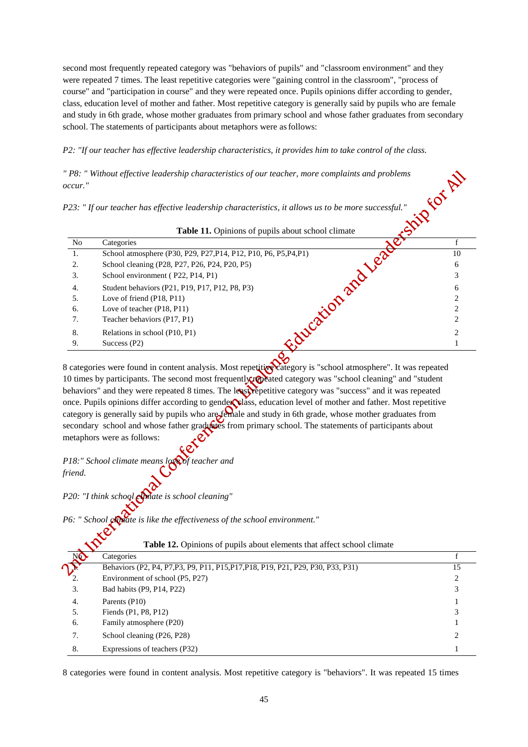second most frequently repeated category was "behaviors of pupils" and "classroom environment" and they were repeated 7 times. The least repetitive categories were "gaining control in the classroom", "process of course" and "participation in course" and they were repeated once. Pupils opinions differ according to gender, class, education level of mother and father. Most repetitive category is generally said by pupils who are female and study in 6th grade, whose mother graduates from primary school and whose father graduates from secondary school. The statements of participants about metaphors were as follows:

*P2: "If our teacher has effective leadership characteristics, it provides him to take control of the class.*

*" P8: " Without effective leadership characteristics of our teacher, more complaints and problems occur."*

*P23: " If our teacher has effective leadership characteristics, it allows us to be more successful."*

**Table 11.** Opinions of pupils about school climate

| No | Categories | f |
|---|---|---|
| 1. | School atmosphere (P30, P29, P27,P14, P12, P10, P6, P5,P4,P1) | 10 |
| 2. | School cleaning (P28, P27, P26, P24, P20, P5) | 6 |
| 3. | School environment ( P22, P14, P1) | 3 |
| 4. | Student behaviors (P21, P19, P17, P12, P8, P3) | 6 |
| 5. | Love of friend (P18, P11) | 2 |
| 6. | Love of teacher (P18, P11) | 2 |
| 7. | Teacher behaviors (P17, P1) | 2 |
| 8. | Relations in school (P10, P1) | 2 |
| 9. | Success (P2) | 1 |

8 categories were found in content analysis. Most repetitive category is "school atmosphere". It was repeated 10 times by participants. The second most frequently repeated category was "school cleaning" and "student behaviors" and they were repeated 8 times. The least repetitive category was "success" and it was repeated once. Pupils opinions differ according to gender, class, education level of mother and father. Most repetitive category is generally said by pupils who are female and study in 6th grade, whose mother graduates from secondary school and whose father graduates from primary school. The statements of participants about metaphors were as follows:

*P18:" School climate means love of teacher and friend.*

*P20: "I think school climate is school cleaning"*

*P6: " School climate is like the effectiveness of the school environment."*

**Table 12.** Opinions of pupils about elements that affect school climate

| No | Categories | f |
|---|---|---|
| 1. | Behaviors (P2, P4, P7,P3, P9, P11, P15,P17,P18, P19, P21, P29, P30, P33, P31) | 15 |
| 2. | Environment of school (P5, P27) | 2 |
| 3. | Bad habits (P9, P14, P22) | 3 |
| 4. | Parents (P10) | 1 |
| 5. | Fiends (P1, P8, P12) | 3 |
| 6. | Family atmosphere (P20) | 1 |
| 7. | School cleaning (P26, P28) | 2 |
| 8. | Expressions of teachers (P32) | 1 |

8 categories were found in content analysis. Most repetitive category is "behaviors". It was repeated 15 times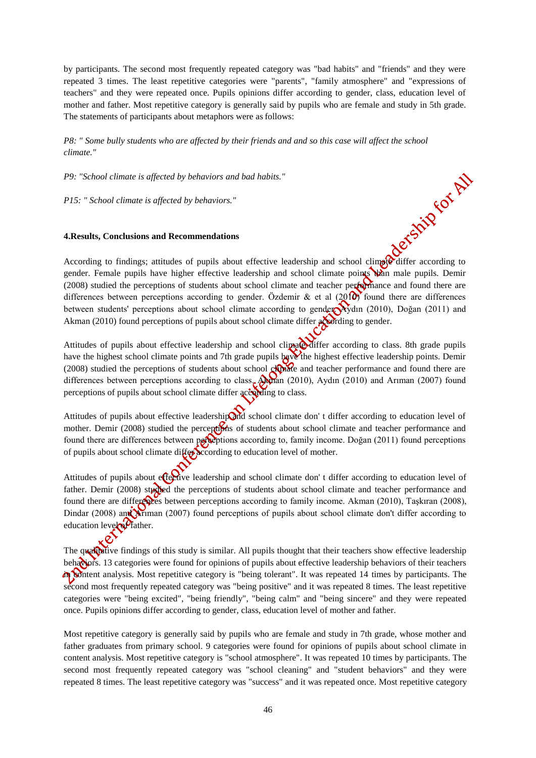by participants. The second most frequently repeated category was "bad habits" and "friends" and they were repeated 3 times. The least repetitive categories were "parents", "family atmosphere" and "expressions of teachers" and they were repeated once. Pupils opinions differ according to gender, class, education level of mother and father. Most repetitive category is generally said by pupils who are female and study in 5th grade. The statements of participants about metaphors were as follows:

*P8: " Some bully students who are affected by their friends and and so this case will affect the school climate."*

*P9: "School climate is affected by behaviors and bad habits."*

*P15: " School climate is affected by behaviors."*

**4.Results, Conclusions and Recommendations**

According to findings; attitudes of pupils about effective leadership and school climate differ according to gender. Female pupils have higher effective leadership and school climate points than male pupils. Demir (2008) studied the perceptions of students about school climate and teacher performance and found there are differences between perceptions according to gender. Özdemir & et al (2010) found there are differences between students' perceptions about school climate according to gender. Aydın (2010), Doğan (2011) and Akman (2010) found perceptions of pupils about school climate differ according to gender.

Attitudes of pupils about effective leadership and school climate differ according to class. 8th grade pupils have the highest school climate points and 7th grade pupils have the highest effective leadership points. Demir (2008) studied the perceptions of students about school climate and teacher performance and found there are differences between perceptions according to class. Akman (2010), Aydın (2010) and Arıman (2007) found perceptions of pupils about school climate differ according to class.

Attitudes of pupils about effective leadership and school climate don' t differ according to education level of mother. Demir (2008) studied the perceptions of students about school climate and teacher performance and found there are differences between perceptions according to, family income. Doğan (2011) found perceptions of pupils about school climate differ according to education level of mother.

Attitudes of pupils about effective leadership and school climate don' t differ according to education level of father. Demir (2008) studied the perceptions of students about school climate and teacher performance and found there are differences between perceptions according to family income. Akman (2010), Taşkıran (2008), Dindar (2008) and Arıman (2007) found perceptions of pupils about school climate don't differ according to education level of father.

The qualitative findings of this study is similar. All pupils thought that their teachers show effective leadership behaviors. 13 categories were found for opinions of pupils about effective leadership behaviors of their teachers in content analysis. Most repetitive category is "being tolerant". It was repeated 14 times by participants. The second most frequently repeated category was "being positive" and it was repeated 8 times. The least repetitive categories were "being excited", "being friendly", "being calm" and "being sincere" and they were repeated once. Pupils opinions differ according to gender, class, education level of mother and father.

Most repetitive category is generally said by pupils who are female and study in 7th grade, whose mother and father graduates from primary school. 9 categories were found for opinions of pupils about school climate in content analysis. Most repetitive category is "school atmosphere". It was repeated 10 times by participants. The second most frequently repeated category was "school cleaning" and "student behaviors" and they were repeated 8 times. The least repetitive category was "success" and it was repeated once. Most repetitive category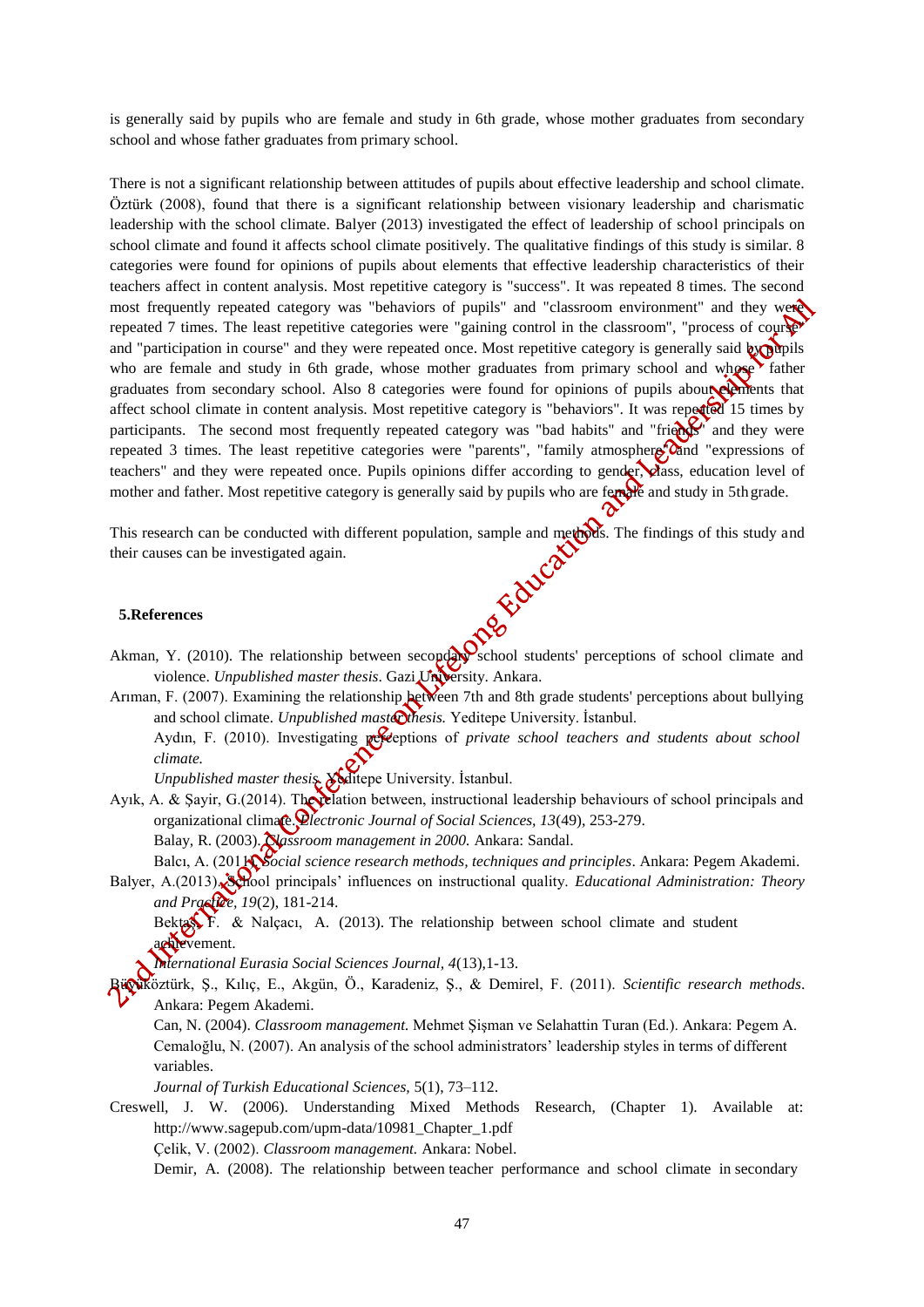is generally said by pupils who are female and study in 6th grade, whose mother graduates from secondary school and whose father graduates from primary school.

There is not a significant relationship between attitudes of pupils about effective leadership and school climate. Öztürk (2008), found that there is a significant relationship between visionary leadership and charismatic leadership with the school climate. Balyer (2013) investigated the effect of leadership of school principals on school climate and found it affects school climate positively. The qualitative findings of this study is similar. 8 categories were found for opinions of pupils about elements that effective leadership characteristics of their teachers affect in content analysis. Most repetitive category is "success". It was repeated 8 times. The second most frequently repeated category was "behaviors of pupils" and "classroom environment" and they were repeated 7 times. The least repetitive categories were "gaining control in the classroom", "process of course" and "participation in course" and they were repeated once. Most repetitive category is generally said by pupils who are female and study in 6th grade, whose mother graduates from primary school and whose father graduates from secondary school. Also 8 categories were found for opinions of pupils about elements that affect school climate in content analysis. Most repetitive category is "behaviors". It was repeated 15 times by participants. The second most frequently repeated category was "bad habits" and "friends" and they were repeated 3 times. The least repetitive categories were "parents", "family atmosphere" and "expressions of teachers" and they were repeated once. Pupils opinions differ according to gender, class, education level of mother and father. Most repetitive category is generally said by pupils who are female and study in 5th grade.

This research can be conducted with different population, sample and methods. The findings of this study and their causes can be investigated again.

## 5.References

Akman, Y. (2010). The relationship between secondary school students' perceptions of school climate and violence. *Unpublished master thesis*. Gazi University. Ankara.

Arıman, F. (2007). Examining the relationship between 7th and 8th grade students' perceptions about bullying and school climate. *Unpublished master thesis.* Yeditepe University. İstanbul.

Aydın, F. (2010). Investigating perceptions of *private school teachers and students about school climate.* *Unpublished master thesis*. Yeditepe University. İstanbul.

Ayık, A. & Şayir, G.(2014). The relation between, instructional leadership behaviours of school principals and organizational climate. *Electronic Journal of Social Sciences, 13*(49), 253-279.

Balay, R. (2003). *Classroom management in 2000.* Ankara: Sandal.

Balcı, A. (2011). *Social science research methods, techniques and principles*. Ankara: Pegem Akademi.

Balyer, A.(2013). School principals' influences on instructional quality. *Educational Administration: Theory and Practice, 19*(2), 181-214.

Bektaş, F. & Nalçacı, A. (2013). The relationship between school climate and student achievement. *International Eurasia Social Sciences Journal, 4*(13),1-13.

Büyüköztürk, Ş., Kılıç, E., Akgün, Ö., Karadeniz, Ş., & Demirel, F. (2011). *Scientific research methods*. Ankara: Pegem Akademi.

Can, N. (2004). *Classroom management.* Mehmet Şişman ve Selahattin Turan (Ed.). Ankara: Pegem A.

Cemaloğlu, N. (2007). An analysis of the school administrators' leadership styles in terms of different variables. *Journal of Turkish Educational Sciences,* 5(1), 73–112.

Creswell, J. W. (2006). Understanding Mixed Methods Research, (Chapter 1). Available at: http://www.sagepub.com/upm-data/10981_Chapter_1.pdf

Çelik, V. (2002). *Classroom management.* Ankara: Nobel.

Demir, A. (2008). The relationship between teacher performance and school climate in secondary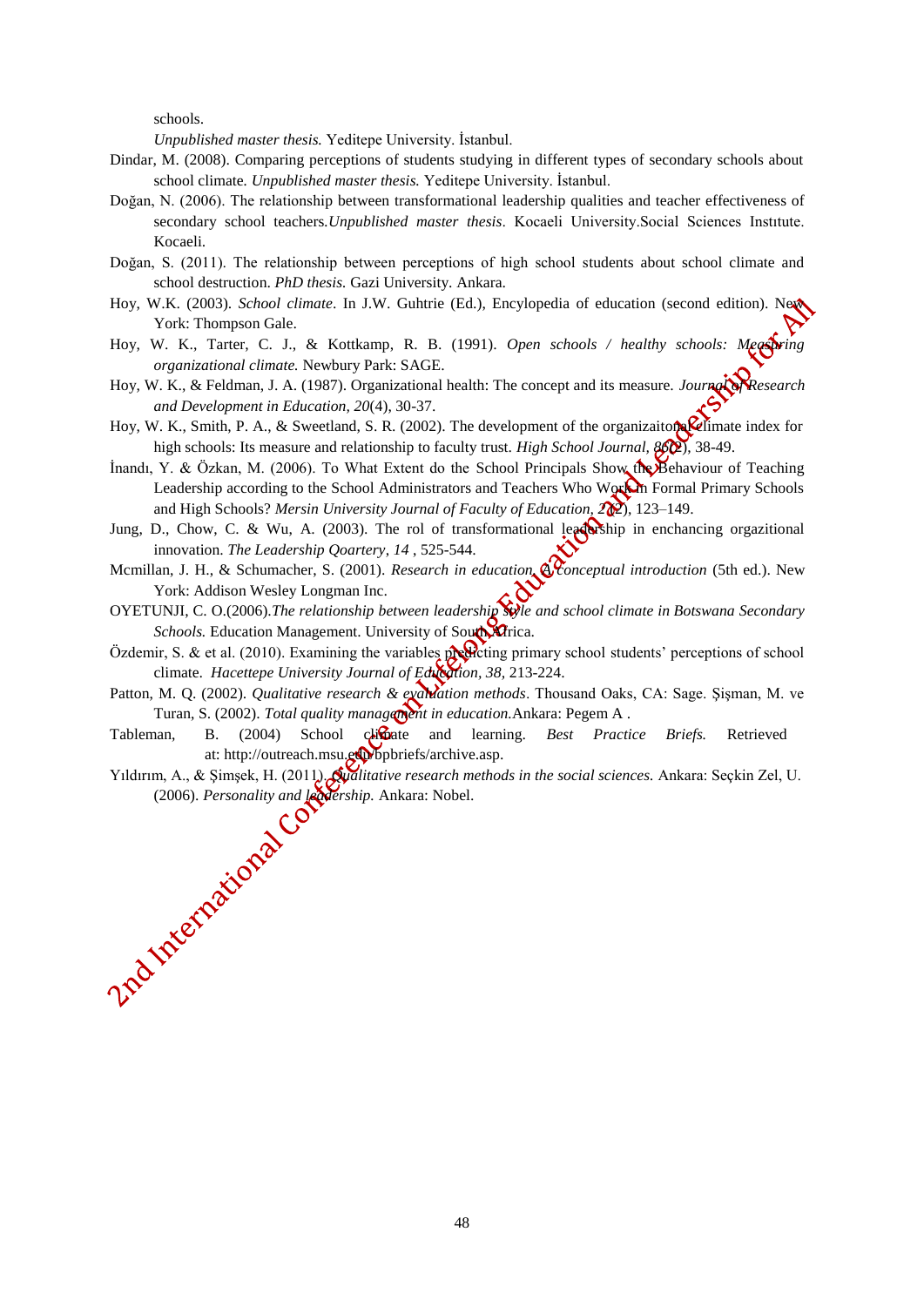schools.

*Unpublished master thesis.* Yeditepe University. İstanbul.

Dindar, M. (2008). Comparing perceptions of students studying in different types of secondary schools about school climate. *Unpublished master thesis.* Yeditepe University. İstanbul.

Doğan, N. (2006). The relationship between transformational leadership qualities and teacher effectiveness of secondary school teachers.*Unpublished master thesis*. Kocaeli University.Social Sciences Instıtute. Kocaeli.

Doğan, S. (2011). The relationship between perceptions of high school students about school climate and school destruction. *PhD thesis.* Gazi University. Ankara.

Hoy, W.K. (2003). *School climate*. In J.W. Guhtrie (Ed.), Encylopedia of education (second edition). New York: Thompson Gale.

Hoy, W. K., Tarter, C. J., & Kottkamp, R. B. (1991). *Open schools / healthy schools: Measuring organizational climate.* Newbury Park: SAGE.

Hoy, W. K., & Feldman, J. A. (1987). Organizational health: The concept and its measure. *Journal of Research and Development in Education, 20*(4), 30-37.

Hoy, W. K., Smith, P. A., & Sweetland, S. R. (2002). The development of the organizaitonal climate index for high schools: Its measure and relationship to faculty trust. *High School Journal, 86*(2), 38-49.

İnandı, Y. & Özkan, M. (2006). To What Extent do the School Principals Show the Behaviour of Teaching Leadership according to the School Administrators and Teachers Who Work in Formal Primary Schools and High Schools? *Mersin University Journal of Faculty of Education, 2*(2), 123–149.

Jung, D., Chow, C. & Wu, A. (2003). The rol of transformational leadership in enchancing orgazitional innovation. *The Leadership Qoartery*, *14* , 525-544.

Mcmillan, J. H., & Schumacher, S. (2001). *Research in education, A conceptual introduction* (5th ed.). New York: Addison Wesley Longman Inc.

OYETUNJI, C. O.(2006).*The relationship between leadership style and school climate in Botswana Secondary Schools.* Education Management. University of South Africa.

Özdemir, S. & et al. (2010). Examining the variables predicting primary school students' perceptions of school climate. *Hacettepe University Journal of Education, 38,* 213-224.

Patton, M. Q. (2002). *Qualitative research & evaluation methods*. Thousand Oaks, CA: Sage. Şişman, M. ve Turan, S. (2002). *Total quality management in education.*Ankara: Pegem A .

Tableman, B. (2004) School climate and learning. *Best Practice Briefs.* Retrieved at: http://outreach.msu.edu/bpbriefs/archive.asp.

Yıldırım, A., & Şimşek, H. (2011). *Qualitative research methods in the social sciences.* Ankara: Seçkin Zel, U. (2006). *Personality and leadership.* Ankara: Nobel.